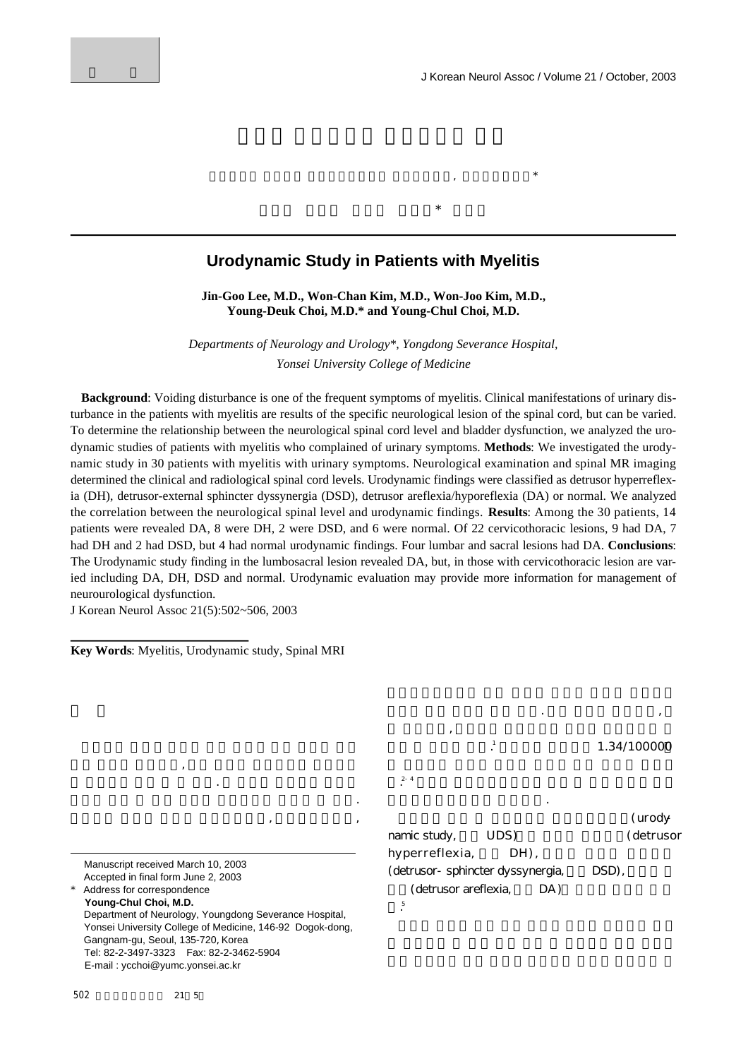# Urodynamic Study in Patients with Myelitis

**Jin-Goo Lee, M.D., Won-Chan Kim, M.D., Won-Joo Kim, M.D., Young-Deuk Choi, M.D.* and Young-Chul Choi, M.D.**

*Departments of Neurology and Urology*, Yongdong Severance Hospital, Yonsei University College of Medicine*

**Background**: Voiding disturbance is one of the frequent symptoms of myelitis. Clinical manifestations of urinary disturbance in the patients with myelitis are results of the specific neurological lesion of the spinal cord, but can be varied. To determine the relationship between the neurological spinal cord level and bladder dysfunction, we analyzed the urodynamic studies of patients with myelitis who complained of urinary symptoms. **Methods**: We investigated the urodynamic study in 30 patients with myelitis with urinary symptoms. Neurological examination and spinal MR imaging determined the clinical and radiological spinal cord levels. Urodynamic findings were classified as detrusor hyperreflexia (DH), detrusor-external sphincter dyssynergia (DSD), detrusor areflexia/hyporeflexia (DA) or normal. We analyzed the correlation between the neurological spinal level and urodynamic findings. **Results**: Among the 30 patients, 14 patients were revealed DA, 8 were DH, 2 were DSD, and 6 were normal. Of 22 cervicothoracic lesions, 9 had DA, 7 had DH and 2 had DSD, but 4 had normal urodynamic findings. Four lumbar and sacral lesions had DA. **Conclusions**: The Urodynamic study finding in the lumbosacral lesion revealed DA, but, in those with cervicothoracic lesion are varied including DA, DH, DSD and normal. Urodynamic evaluation may provide more information for management of neurourological dysfunction.

J Korean Neurol Assoc 21(5):502~506, 2003

**Key Words**: Myelitis, Urodynamic study, Spinal MRI

1.34/100000 [1] [2-4]

(urodynamic study, UDS) (detrusor hyperreflexia, DH), (detrusor-sphincter dyssynergia, DSD), (detrusor areflexia, DA) [5]

Manuscript received March 10, 2003
Accepted in final form June 2, 2003
\* Address for correspondence
**Young-Chul Choi, M.D.**
Department of Neurology, Youngdong Severance Hospital, Yonsei University College of Medicine, 146-92 Dogok-dong, Gangnam-gu, Seoul, 135-720, Korea
Tel: 82-2-3497-3323 Fax: 82-2-3462-5904
E-mail : ycchoi@yumc.yonsei.ac.kr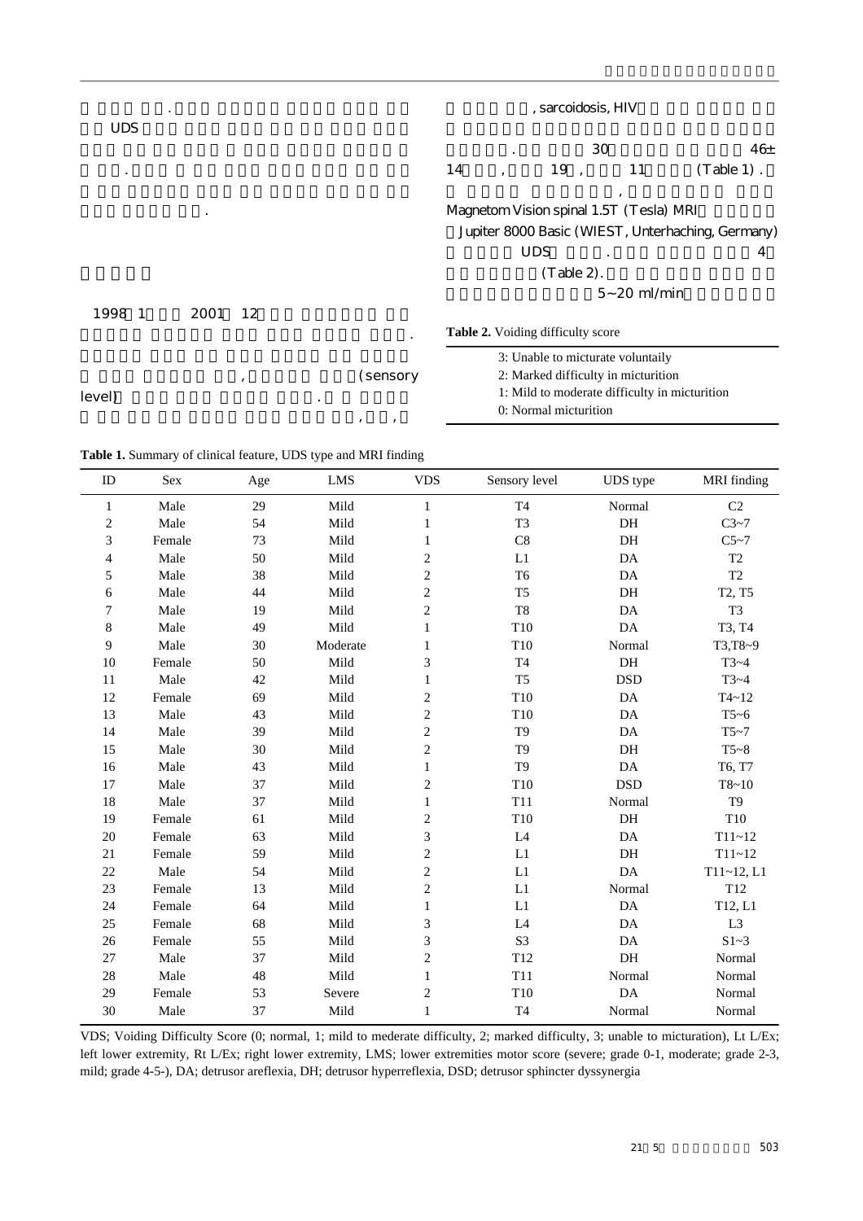.

UDS

.

.

1998 1 2001 12

.

, (sensory level) .

, ,

, sarcoidosis, HIV

. 30 46± 14 , 19 , 11 (Table 1) .

,

Magnetom Vision spinal 1.5T (Tesla) MRI

Jupiter 8000 Basic (WIEST, Unterhaching, Germany)

UDS . 4

(Table 2).

5~20 ml/min

**Table 2.** Voiding difficulty score

| |
|---|
| 3: Unable to micturate voluntarily |
| 2: Marked difficulty in micturition |
| 1: Mild to moderate difficulty in micturition |
| 0: Normal micturition |

**Table 1.** Summary of clinical feature, UDS type and MRI finding

| ID | Sex | Age | LMS | VDS | Sensory level | UDS type | MRI finding |
|---|---|---|---|---|---|---|---|
| 1 | Male | 29 | Mild | 1 | T4 | Normal | C2 |
| 2 | Male | 54 | Mild | 1 | T3 | DH | C3~7 |
| 3 | Female | 73 | Mild | 1 | C8 | DH | C5~7 |
| 4 | Male | 50 | Mild | 2 | L1 | DA | T2 |
| 5 | Male | 38 | Mild | 2 | T6 | DA | T2 |
| 6 | Male | 44 | Mild | 2 | T5 | DH | T2, T5 |
| 7 | Male | 19 | Mild | 2 | T8 | DA | T3 |
| 8 | Male | 49 | Mild | 1 | T10 | DA | T3, T4 |
| 9 | Male | 30 | Moderate | 1 | T10 | Normal | T3,T8~9 |
| 10 | Female | 50 | Mild | 3 | T4 | DH | T3~4 |
| 11 | Male | 42 | Mild | 1 | T5 | DSD | T3~4 |
| 12 | Female | 69 | Mild | 2 | T10 | DA | T4~12 |
| 13 | Male | 43 | Mild | 2 | T10 | DA | T5~6 |
| 14 | Male | 39 | Mild | 2 | T9 | DA | T5~7 |
| 15 | Male | 30 | Mild | 2 | T9 | DH | T5~8 |
| 16 | Male | 43 | Mild | 1 | T9 | DA | T6, T7 |
| 17 | Male | 37 | Mild | 2 | T10 | DSD | T8~10 |
| 18 | Male | 37 | Mild | 1 | T11 | Normal | T9 |
| 19 | Female | 61 | Mild | 2 | T10 | DH | T10 |
| 20 | Female | 63 | Mild | 3 | L4 | DA | T11~12 |
| 21 | Female | 59 | Mild | 2 | L1 | DH | T11~12 |
| 22 | Male | 54 | Mild | 2 | L1 | DA | T11~12, L1 |
| 23 | Female | 13 | Mild | 2 | L1 | Normal | T12 |
| 24 | Female | 64 | Mild | 1 | L1 | DA | T12, L1 |
| 25 | Female | 68 | Mild | 3 | L4 | DA | L3 |
| 26 | Female | 55 | Mild | 3 | S3 | DA | S1~3 |
| 27 | Male | 37 | Mild | 2 | T12 | DH | Normal |
| 28 | Male | 48 | Mild | 1 | T11 | Normal | Normal |
| 29 | Female | 53 | Severe | 2 | T10 | DA | Normal |
| 30 | Male | 37 | Mild | 1 | T4 | Normal | Normal |

VDS; Voiding Difficulty Score (0; normal, 1; mild to mederate difficulty, 2; marked difficulty, 3; unable to micturation), Lt L/Ex; left lower extremity, Rt L/Ex; right lower extremity, LMS; lower extremities motor score (severe; grade 0-1, moderate; grade 2-3, mild; grade 4-5-), DA; detrusor areflexia, DH; detrusor hyperreflexia, DSD; detrusor sphincter dyssynergia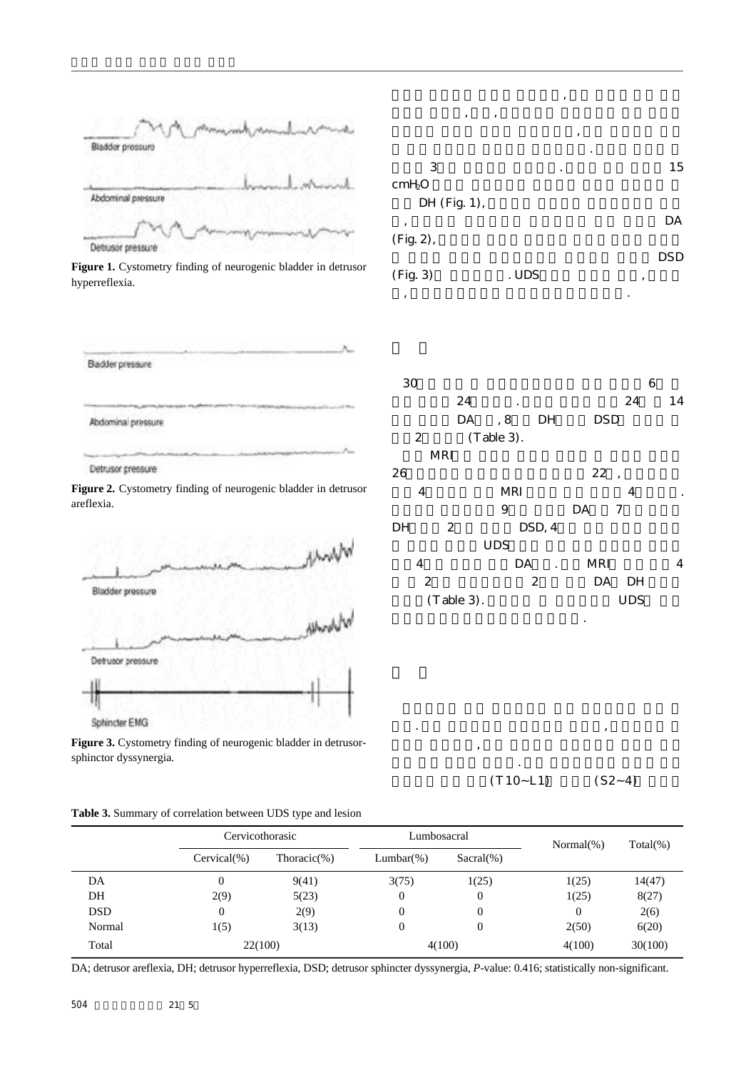Figure 1. Cystometry finding of neurogenic bladder in detrusor hyperreflexia.

Figure 2. Cystometry finding of neurogenic bladder in detrusor areflexia.

Figure 3. Cystometry finding of neurogenic bladder in detrusor-sphinctor dyssynergia.

,

, , ,

,

.

3 . 15
$cmH_2O$

DH (Fig. 1),

, DA
(Fig. 2),

DSD
(Fig. 3) . UDS ,

, .

30 6

24 . 24 14

DA , 8 DH DSD

2 (Table 3).

MRI

26 22 ,

4 MRI 4 .

9 DA 7

DH 2 DSD, 4

UDS

4 DA . MRI 4

2 2 DA DH

(Table 3). UDS

.

. ,

,

.

(T10~L1) (S2~4)

Table 3. Summary of correlation between UDS type and lesion

| | Cervicothorasic | | Lumbosacral | | Normal(%) | Total(%) |
|---|---|---|---|---|---|---|
| | Cervical(%) | Thoracic(%) | Lumbar(%) | Sacral(%) | | |
| DA | 0 | 9(41) | 3(75) | 1(25) | 1(25) | 14(47) |
| DH | 2(9) | 5(23) | 0 | 0 | 1(25) | 8(27) |
| DSD | 0 | 2(9) | 0 | 0 | 0 | 2(6) |
| Normal | 1(5) | 3(13) | 0 | 0 | 2(50) | 6(20) |
| Total | 22(100) | | 4(100) | | 4(100) | 30(100) |

DA; detrusor areflexia, DH; detrusor hyperreflexia, DSD; detrusor sphincter dyssynergia, *P*-value: 0.416; statistically non-significant.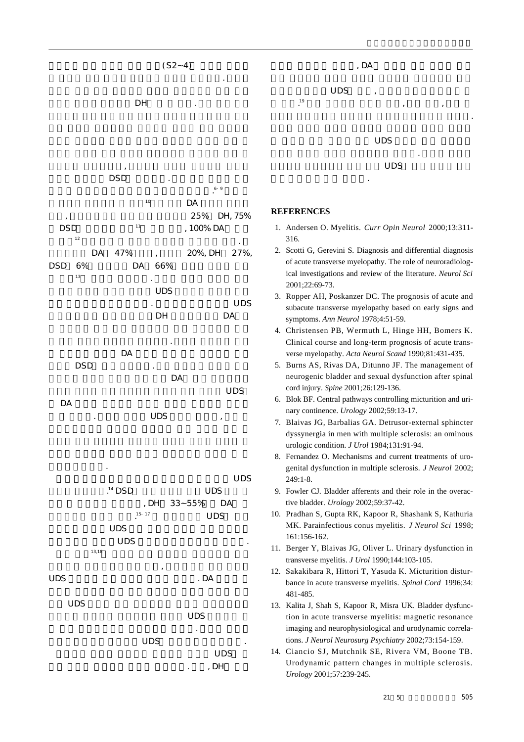(S2~4)

.

DH .

,

DSD .

.[6-9]

[10] DA

, 25% DH, 75%

DSD [11] , 100% DA

[12] .

DA 47% , 20%, DH 27%,

DSD 6% DA 66%

[13] .

UDS

. UDS

DH DA

.

DA

DSD .

DA

UDS

DA

. UDS ,

.

UDS

.[14] DSD UDS

, DH 33~55% DA

.[15-17] UDS

UDS

UDS .

[13,18]

,

UDS . DA

UDS

UDS

.

UDS .

UDS

. , DH

, DA

UDS ,

.[19] , , ,

.

UDS

.

UDS

.

## REFERENCES

1. Andersen O. Myelitis. *Curr Opin Neurol* 2000;13:311-316.
2. Scotti G, Gerevini S. Diagnosis and differential diagnosis of acute transverse myelopathy. The role of neuroradiological investigations and review of the literature. *Neurol Sci* 2001;22:69-73.
3. Ropper AH, Poskanzer DC. The prognosis of acute and subacute transverse myelopathy based on early signs and symptoms. *Ann Neurol* 1978;4:51-59.
4. Christensen PB, Wermuth L, Hinge HH, Bomers K. Clinical course and long-term prognosis of acute transverse myelopathy. *Acta Neurol Scand* 1990;81:431-435.
5. Burns AS, Rivas DA, Ditunno JF. The management of neurogenic bladder and sexual dysfunction after spinal cord injury. *Spine* 2001;26:129-136.
6. Blok BF. Central pathways controlling micturition and urinary continence. *Urology* 2002;59:13-17.
7. Blaivas JG, Barbalias GA. Detrusor-external sphincter dyssynergia in men with multiple sclerosis: an ominous urologic condition. *J Urol* 1984;131:91-94.
8. Fernandez O. Mechanisms and current treatments of urogenital dysfunction in multiple sclerosis. *J Neurol* 2002;249:1-8.
9. Fowler CJ. Bladder afferents and their role in the overactive bladder. *Urology* 2002;59:37-42.
10. Pradhan S, Gupta RK, Kapoor R, Shashank S, Kathuria MK. Parainfectious conus myelitis. *J Neurol Sci* 1998;161:156-162.
11. Berger Y, Blaivas JG, Oliver L. Urinary dysfunction in transverse myelitis. *J Urol* 1990;144:103-105.
12. Sakakibara R, Hittori T, Yasuda K. Micturition disturbance in acute transverse myelitis. *Spinal Cord* 1996;34:481-485.
13. Kalita J, Shah S, Kapoor R, Misra UK. Bladder dysfunction in acute transverse myelitis: magnetic resonance imaging and neurophysiological and urodynamic correlations. *J Neurol Neurosurg Psychiatry* 2002;73:154-159.
14. Ciancio SJ, Mutchnik SE, Rivera VM, Boone TB. Urodynamic pattern changes in multiple sclerosis. *Urology* 2001;57:239-245.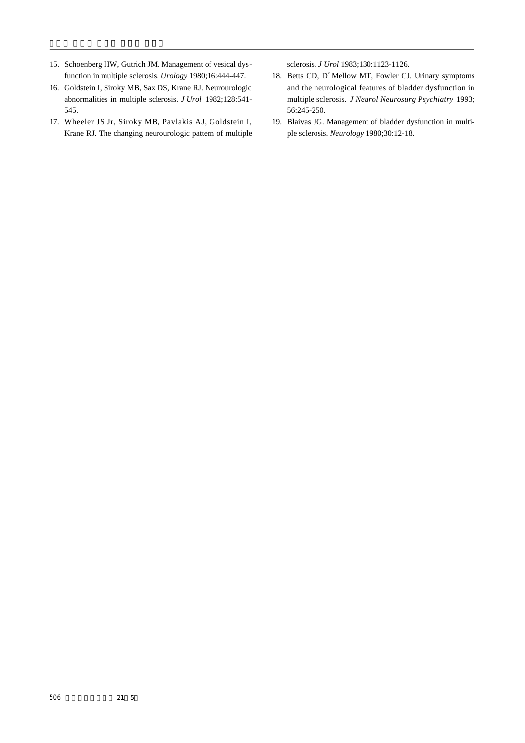15. Schoenberg HW, Gutrich JM. Management of vesical dysfunction in multiple sclerosis. *Urology* 1980;16:444-447.
16. Goldstein I, Siroky MB, Sax DS, Krane RJ. Neurourologic abnormalities in multiple sclerosis. *J Urol* 1982;128:541-545.
17. Wheeler JS Jr, Siroky MB, Pavlakis AJ, Goldstein I, Krane RJ. The changing neurourologic pattern of multiple sclerosis. *J Urol* 1983;130:1123-1126.
18. Betts CD, D'Mellow MT, Fowler CJ. Urinary symptoms and the neurological features of bladder dysfunction in multiple sclerosis. *J Neurol Neurosurg Psychiatry* 1993; 56:245-250.
19. Blaivas JG. Management of bladder dysfunction in multiple sclerosis. *Neurology* 1980;30:12-18.